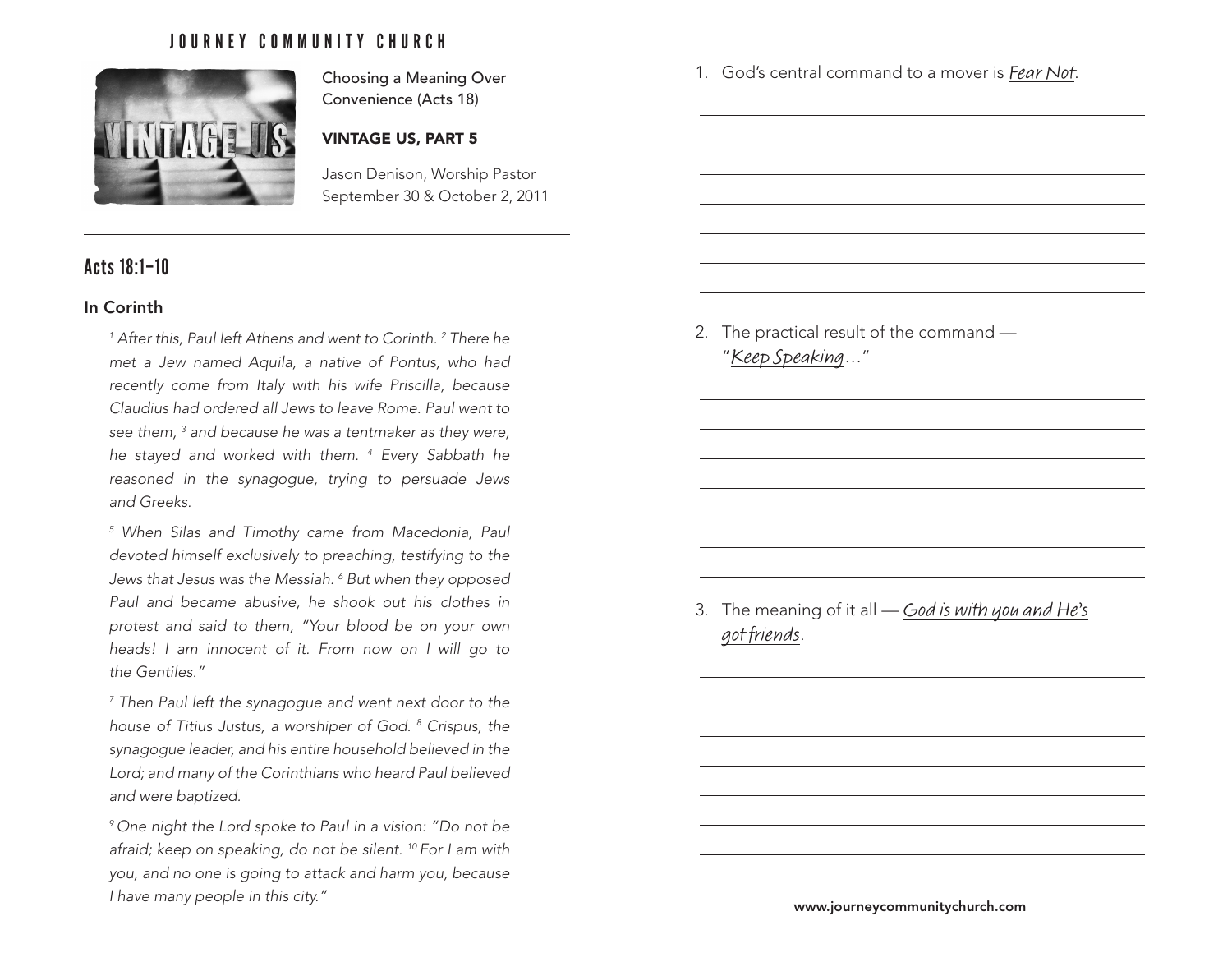JOURNEY COMMUNITY CHURCH

Choosing a Meaning Over Convenience (Acts 18)

**VINTAGE US, PART 5**

Jason Denison, Worship Pastor
September 30 & October 2, 2011

## Acts 18:1–10

### In Corinth

*[1] After this, Paul left Athens and went to Corinth. [2] There he met a Jew named Aquila, a native of Pontus, who had recently come from Italy with his wife Priscilla, because Claudius had ordered all Jews to leave Rome. Paul went to see them, [3] and because he was a tentmaker as they were, he stayed and worked with them. [4] Every Sabbath he reasoned in the synagogue, trying to persuade Jews and Greeks.*

*[5] When Silas and Timothy came from Macedonia, Paul devoted himself exclusively to preaching, testifying to the Jews that Jesus was the Messiah. [6] But when they opposed Paul and became abusive, he shook out his clothes in protest and said to them, "Your blood be on your own heads! I am innocent of it. From now on I will go to the Gentiles."*

*[7] Then Paul left the synagogue and went next door to the house of Titius Justus, a worshiper of God. [8] Crispus, the synagogue leader, and his entire household believed in the Lord; and many of the Corinthians who heard Paul believed and were baptized.*

*[9] One night the Lord spoke to Paul in a vision: "Do not be afraid; keep on speaking, do not be silent. [10] For I am with you, and no one is going to attack and harm you, because I have many people in this city."*

1. God's central command to a mover is *Fear Not*.

2. The practical result of the command — "*Keep Speaking*…"

3. The meaning of it all — *God is with you and He's got friends*.

www.journeycommunitychurch.com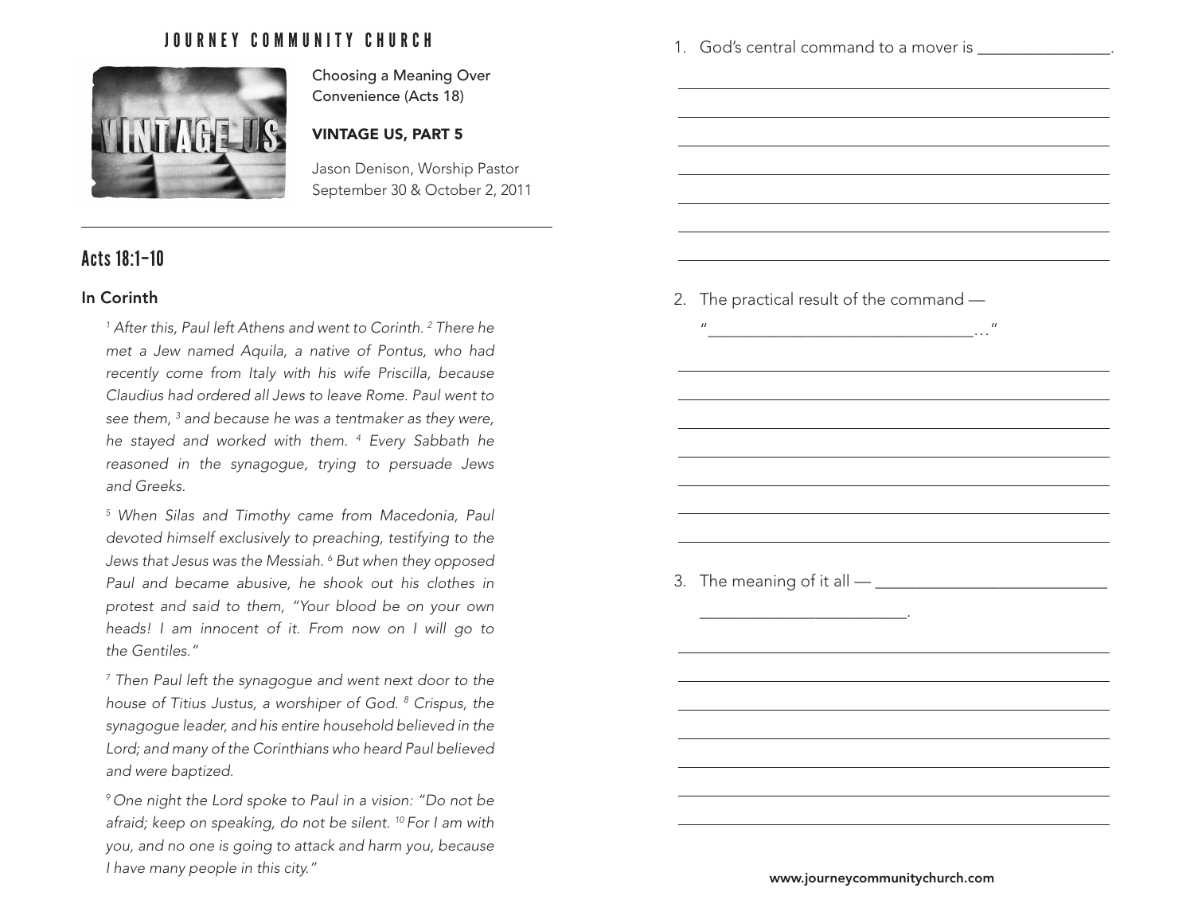JOURNEY COMMUNITY CHURCH

Choosing a Meaning Over Convenience (Acts 18)

**VINTAGE US, PART 5**

Jason Denison, Worship Pastor
September 30 & October 2, 2011

# Acts 18:1-10

### In Corinth

*[1] After this, Paul left Athens and went to Corinth. [2] There he met a Jew named Aquila, a native of Pontus, who had recently come from Italy with his wife Priscilla, because Claudius had ordered all Jews to leave Rome. Paul went to see them, [3] and because he was a tentmaker as they were, he stayed and worked with them. [4] Every Sabbath he reasoned in the synagogue, trying to persuade Jews and Greeks.*

*[5] When Silas and Timothy came from Macedonia, Paul devoted himself exclusively to preaching, testifying to the Jews that Jesus was the Messiah. [6] But when they opposed Paul and became abusive, he shook out his clothes in protest and said to them, "Your blood be on your own heads! I am innocent of it. From now on I will go to the Gentiles."*

*[7] Then Paul left the synagogue and went next door to the house of Titius Justus, a worshiper of God. [8] Crispus, the synagogue leader, and his entire household believed in the Lord; and many of the Corinthians who heard Paul believed and were baptized.*

*[9] One night the Lord spoke to Paul in a vision: "Do not be afraid; keep on speaking, do not be silent. [10] For I am with you, and no one is going to attack and harm you, because I have many people in this city."*

1. God's central command to a mover is ________________.

2. The practical result of the command — "__________________________________…"

3. The meaning of it all — ______________________________ __________________________.